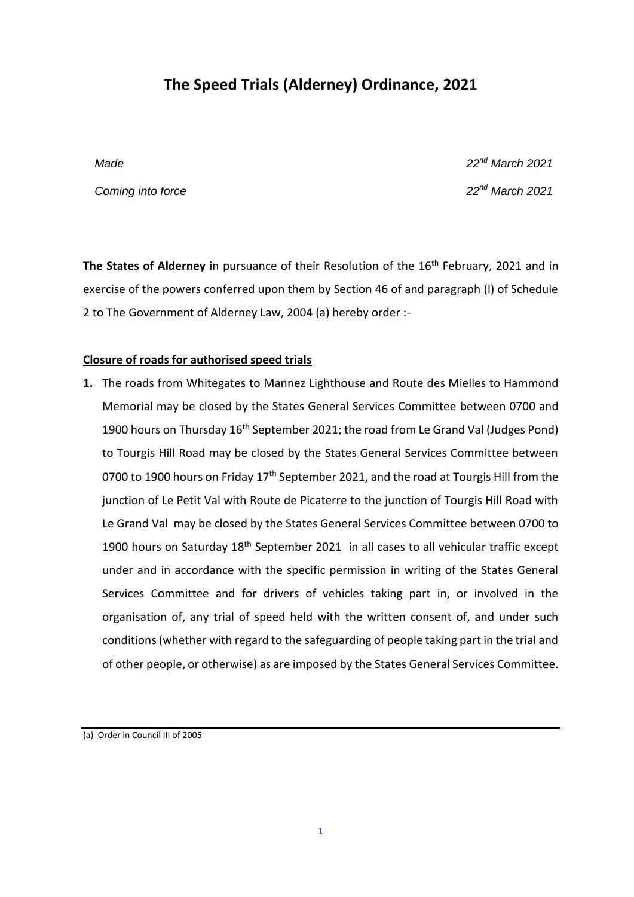# The Speed Trials (Alderney) Ordinance, 2021

*Made* *22nd March 2021*

*Coming into force* *22nd March 2021*

**The States of Alderney** in pursuance of their Resolution of the 16th February, 2021 and in exercise of the powers conferred upon them by Section 46 of and paragraph (l) of Schedule 2 to The Government of Alderney Law, 2004 (a) hereby order :-

**Closure of roads for authorised speed trials**

**1.** The roads from Whitegates to Mannez Lighthouse and Route des Mielles to Hammond Memorial may be closed by the States General Services Committee between 0700 and 1900 hours on Thursday 16th September 2021; the road from Le Grand Val (Judges Pond) to Tourgis Hill Road may be closed by the States General Services Committee between 0700 to 1900 hours on Friday 17th September 2021, and the road at Tourgis Hill from the junction of Le Petit Val with Route de Picaterre to the junction of Tourgis Hill Road with Le Grand Val may be closed by the States General Services Committee between 0700 to 1900 hours on Saturday 18th September 2021 in all cases to all vehicular traffic except under and in accordance with the specific permission in writing of the States General Services Committee and for drivers of vehicles taking part in, or involved in the organisation of, any trial of speed held with the written consent of, and under such conditions (whether with regard to the safeguarding of people taking part in the trial and of other people, or otherwise) as are imposed by the States General Services Committee.

(a) Order in Council III of 2005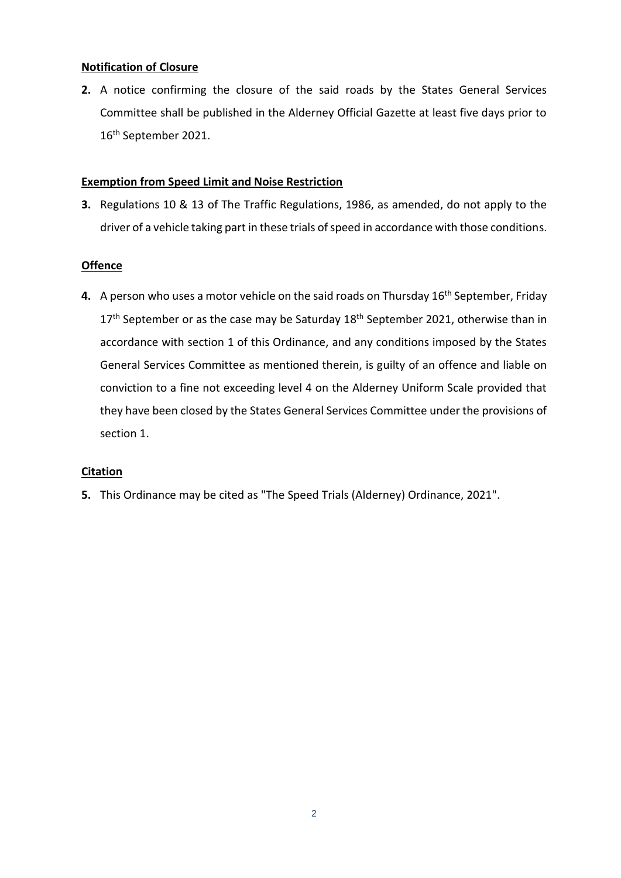**Notification of Closure**

**2.** A notice confirming the closure of the said roads by the States General Services Committee shall be published in the Alderney Official Gazette at least five days prior to 16th September 2021.

**Exemption from Speed Limit and Noise Restriction**

**3.** Regulations 10 & 13 of The Traffic Regulations, 1986, as amended, do not apply to the driver of a vehicle taking part in these trials of speed in accordance with those conditions.

**Offence**

**4.** A person who uses a motor vehicle on the said roads on Thursday 16th September, Friday 17th September or as the case may be Saturday 18th September 2021, otherwise than in accordance with section 1 of this Ordinance, and any conditions imposed by the States General Services Committee as mentioned therein, is guilty of an offence and liable on conviction to a fine not exceeding level 4 on the Alderney Uniform Scale provided that they have been closed by the States General Services Committee under the provisions of section 1.

**Citation**

**5.** This Ordinance may be cited as "The Speed Trials (Alderney) Ordinance, 2021".